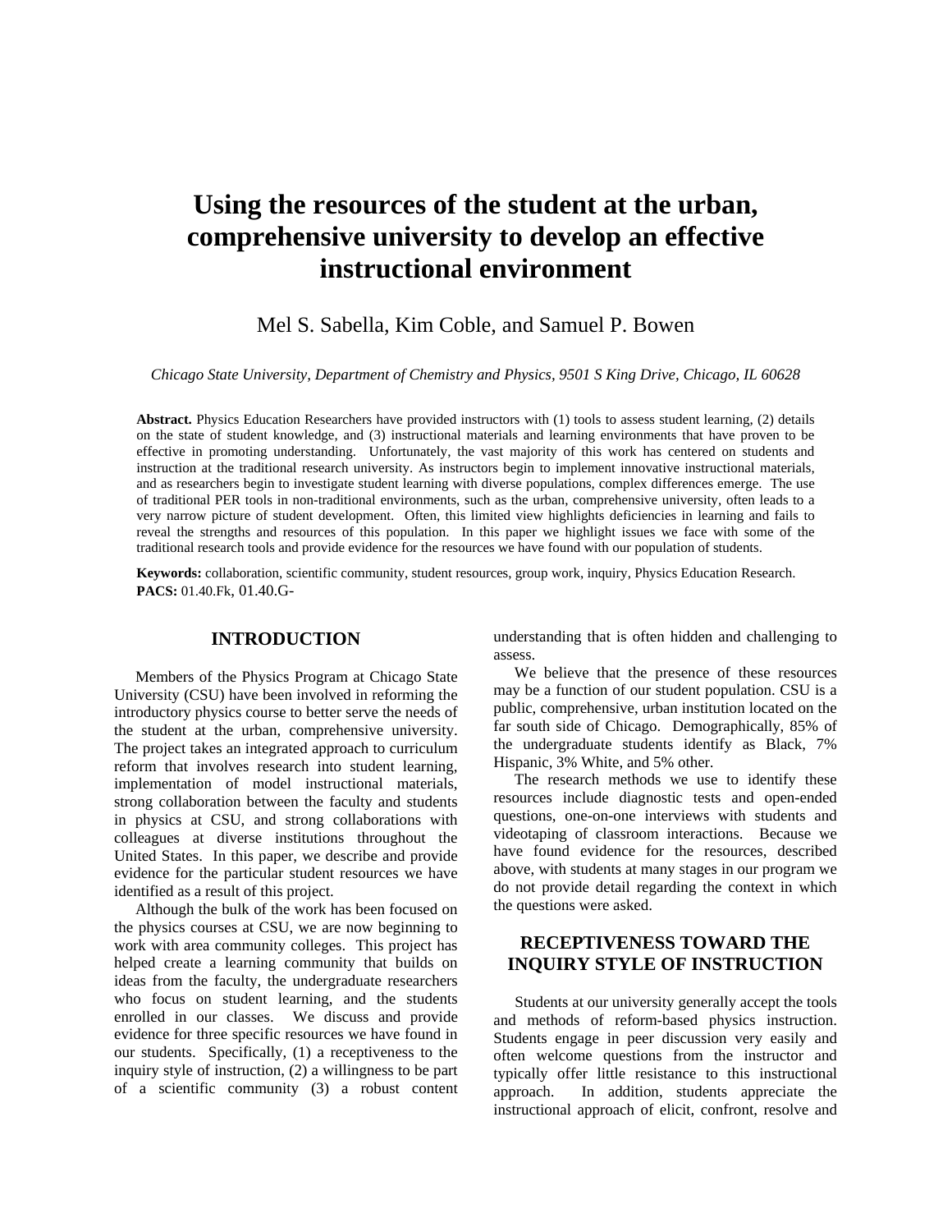# Using the resources of the student at the urban, comprehensive university to develop an effective instructional environment

Mel S. Sabella, Kim Coble, and Samuel P. Bowen

*Chicago State University, Department of Chemistry and Physics, 9501 S King Drive, Chicago, IL 60628*

**Abstract.** Physics Education Researchers have provided instructors with (1) tools to assess student learning, (2) details on the state of student knowledge, and (3) instructional materials and learning environments that have proven to be effective in promoting understanding. Unfortunately, the vast majority of this work has centered on students and instruction at the traditional research university. As instructors begin to implement innovative instructional materials, and as researchers begin to investigate student learning with diverse populations, complex differences emerge. The use of traditional PER tools in non-traditional environments, such as the urban, comprehensive university, often leads to a very narrow picture of student development. Often, this limited view highlights deficiencies in learning and fails to reveal the strengths and resources of this population. In this paper we highlight issues we face with some of the traditional research tools and provide evidence for the resources we have found with our population of students.

**Keywords:** collaboration, scientific community, student resources, group work, inquiry, Physics Education Research.
**PACS:** 01.40.Fk, 01.40.G-

## INTRODUCTION

Members of the Physics Program at Chicago State University (CSU) have been involved in reforming the introductory physics course to better serve the needs of the student at the urban, comprehensive university. The project takes an integrated approach to curriculum reform that involves research into student learning, implementation of model instructional materials, strong collaboration between the faculty and students in physics at CSU, and strong collaborations with colleagues at diverse institutions throughout the United States. In this paper, we describe and provide evidence for the particular student resources we have identified as a result of this project.

Although the bulk of the work has been focused on the physics courses at CSU, we are now beginning to work with area community colleges. This project has helped create a learning community that builds on ideas from the faculty, the undergraduate researchers who focus on student learning, and the students enrolled in our classes. We discuss and provide evidence for three specific resources we have found in our students. Specifically, (1) a receptiveness to the inquiry style of instruction, (2) a willingness to be part of a scientific community (3) a robust content understanding that is often hidden and challenging to assess.

We believe that the presence of these resources may be a function of our student population. CSU is a public, comprehensive, urban institution located on the far south side of Chicago. Demographically, 85% of the undergraduate students identify as Black, 7% Hispanic, 3% White, and 5% other.

The research methods we use to identify these resources include diagnostic tests and open-ended questions, one-on-one interviews with students and videotaping of classroom interactions. Because we have found evidence for the resources, described above, with students at many stages in our program we do not provide detail regarding the context in which the questions were asked.

## RECEPTIVENESS TOWARD THE INQUIRY STYLE OF INSTRUCTION

Students at our university generally accept the tools and methods of reform-based physics instruction. Students engage in peer discussion very easily and often welcome questions from the instructor and typically offer little resistance to this instructional approach. In addition, students appreciate the instructional approach of elicit, confront, resolve and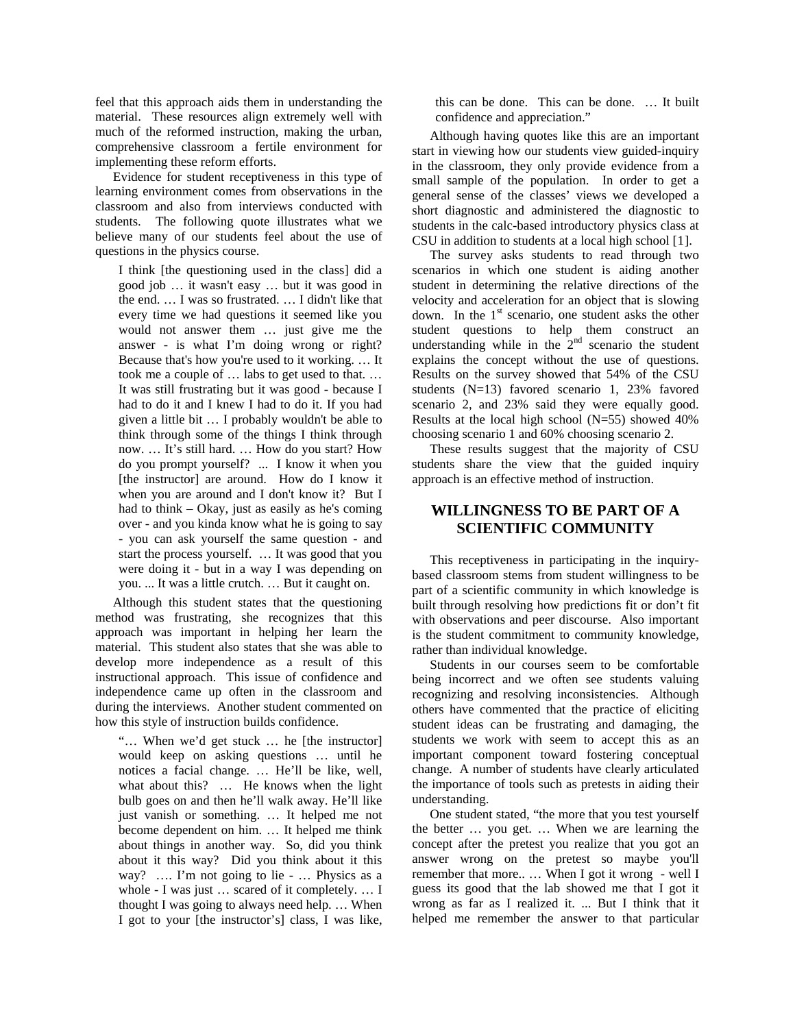feel that this approach aids them in understanding the material. These resources align extremely well with much of the reformed instruction, making the urban, comprehensive classroom a fertile environment for implementing these reform efforts.

Evidence for student receptiveness in this type of learning environment comes from observations in the classroom and also from interviews conducted with students. The following quote illustrates what we believe many of our students feel about the use of questions in the physics course.

> I think [the questioning used in the class] did a good job … it wasn't easy … but it was good in the end. … I was so frustrated. … I didn't like that every time we had questions it seemed like you would not answer them … just give me the answer - is what I'm doing wrong or right? Because that's how you're used to it working. … It took me a couple of … labs to get used to that. … It was still frustrating but it was good - because I had to do it and I knew I had to do it. If you had given a little bit … I probably wouldn't be able to think through some of the things I think through now. … It's still hard. … How do you start? How do you prompt yourself? ... I know it when you [the instructor] are around. How do I know it when you are around and I don't know it? But I had to think – Okay, just as easily as he's coming over - and you kinda know what he is going to say - you can ask yourself the same question - and start the process yourself. … It was good that you were doing it - but in a way I was depending on you. ... It was a little crutch. … But it caught on.

Although this student states that the questioning method was frustrating, she recognizes that this approach was important in helping her learn the material. This student also states that she was able to develop more independence as a result of this instructional approach. This issue of confidence and independence came up often in the classroom and during the interviews. Another student commented on how this style of instruction builds confidence.

> "… When we'd get stuck … he [the instructor] would keep on asking questions … until he notices a facial change. … He'll be like, well, what about this? … He knows when the light bulb goes on and then he'll walk away. He'll like just vanish or something. … It helped me not become dependent on him. … It helped me think about things in another way. So, did you think about it this way? Did you think about it this way? …. I'm not going to lie - … Physics as a whole - I was just … scared of it completely. … I thought I was going to always need help. … When I got to your [the instructor's] class, I was like, this can be done. This can be done. … It built confidence and appreciation."

Although having quotes like this are an important start in viewing how our students view guided-inquiry in the classroom, they only provide evidence from a small sample of the population. In order to get a general sense of the classes' views we developed a short diagnostic and administered the diagnostic to students in the calc-based introductory physics class at CSU in addition to students at a local high school [1].

The survey asks students to read through two scenarios in which one student is aiding another student in determining the relative directions of the velocity and acceleration for an object that is slowing down. In the 1st scenario, one student asks the other student questions to help them construct an understanding while in the 2nd scenario the student explains the concept without the use of questions. Results on the survey showed that 54% of the CSU students (N=13) favored scenario 1, 23% favored scenario 2, and 23% said they were equally good. Results at the local high school (N=55) showed 40% choosing scenario 1 and 60% choosing scenario 2.

These results suggest that the majority of CSU students share the view that the guided inquiry approach is an effective method of instruction.

## WILLINGNESS TO BE PART OF A SCIENTIFIC COMMUNITY

This receptiveness in participating in the inquiry-based classroom stems from student willingness to be part of a scientific community in which knowledge is built through resolving how predictions fit or don't fit with observations and peer discourse. Also important is the student commitment to community knowledge, rather than individual knowledge.

Students in our courses seem to be comfortable being incorrect and we often see students valuing recognizing and resolving inconsistencies. Although others have commented that the practice of eliciting student ideas can be frustrating and damaging, the students we work with seem to accept this as an important component toward fostering conceptual change. A number of students have clearly articulated the importance of tools such as pretests in aiding their understanding.

One student stated, "the more that you test yourself the better … you get. … When we are learning the concept after the pretest you realize that you got an answer wrong on the pretest so maybe you'll remember that more.. … When I got it wrong - well I guess its good that the lab showed me that I got it wrong as far as I realized it. ... But I think that it helped me remember the answer to that particular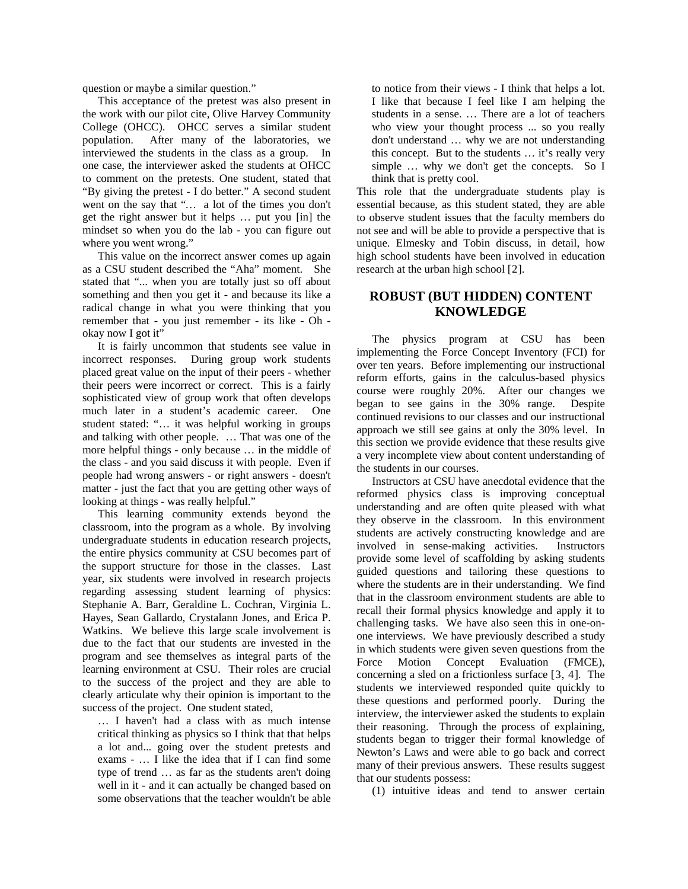question or maybe a similar question."

This acceptance of the pretest was also present in the work with our pilot cite, Olive Harvey Community College (OHCC). OHCC serves a similar student population. After many of the laboratories, we interviewed the students in the class as a group. In one case, the interviewer asked the students at OHCC to comment on the pretests. One student, stated that "By giving the pretest - I do better." A second student went on the say that "… a lot of the times you don't get the right answer but it helps … put you [in] the mindset so when you do the lab - you can figure out where you went wrong."

This value on the incorrect answer comes up again as a CSU student described the "Aha" moment. She stated that "... when you are totally just so off about something and then you get it - and because its like a radical change in what you were thinking that you remember that - you just remember - its like - Oh - okay now I got it"

It is fairly uncommon that students see value in incorrect responses. During group work students placed great value on the input of their peers - whether their peers were incorrect or correct. This is a fairly sophisticated view of group work that often develops much later in a student's academic career. One student stated: "… it was helpful working in groups and talking with other people. … That was one of the more helpful things - only because … in the middle of the class - and you said discuss it with people. Even if people had wrong answers - or right answers - doesn't matter - just the fact that you are getting other ways of looking at things - was really helpful."

This learning community extends beyond the classroom, into the program as a whole. By involving undergraduate students in education research projects, the entire physics community at CSU becomes part of the support structure for those in the classes. Last year, six students were involved in research projects regarding assessing student learning of physics: Stephanie A. Barr, Geraldine L. Cochran, Virginia L. Hayes, Sean Gallardo, Crystalann Jones, and Erica P. Watkins. We believe this large scale involvement is due to the fact that our students are invested in the program and see themselves as integral parts of the learning environment at CSU. Their roles are crucial to the success of the project and they are able to clearly articulate why their opinion is important to the success of the project. One student stated,

> … I haven't had a class with as much intense critical thinking as physics so I think that that helps a lot and... going over the student pretests and exams - … I like the idea that if I can find some type of trend … as far as the students aren't doing well in it - and it can actually be changed based on some observations that the teacher wouldn't be able to notice from their views - I think that helps a lot. I like that because I feel like I am helping the students in a sense. … There are a lot of teachers who view your thought process ... so you really don't understand … why we are not understanding this concept. But to the students … it's really very simple … why we don't get the concepts. So I think that is pretty cool.

This role that the undergraduate students play is essential because, as this student stated, they are able to observe student issues that the faculty members do not see and will be able to provide a perspective that is unique. Elmesky and Tobin discuss, in detail, how high school students have been involved in education research at the urban high school [2].

## ROBUST (BUT HIDDEN) CONTENT KNOWLEDGE

The physics program at CSU has been implementing the Force Concept Inventory (FCI) for over ten years. Before implementing our instructional reform efforts, gains in the calculus-based physics course were roughly 20%. After our changes we began to see gains in the 30% range. Despite continued revisions to our classes and our instructional approach we still see gains at only the 30% level. In this section we provide evidence that these results give a very incomplete view about content understanding of the students in our courses.

Instructors at CSU have anecdotal evidence that the reformed physics class is improving conceptual understanding and are often quite pleased with what they observe in the classroom. In this environment students are actively constructing knowledge and are involved in sense-making activities. Instructors provide some level of scaffolding by asking students guided questions and tailoring these questions to where the students are in their understanding. We find that in the classroom environment students are able to recall their formal physics knowledge and apply it to challenging tasks. We have also seen this in one-on-one interviews. We have previously described a study in which students were given seven questions from the Force Motion Concept Evaluation (FMCE), concerning a sled on a frictionless surface [3, 4]. The students we interviewed responded quite quickly to these questions and performed poorly. During the interview, the interviewer asked the students to explain their reasoning. Through the process of explaining, students began to trigger their formal knowledge of Newton's Laws and were able to go back and correct many of their previous answers. These results suggest that our students possess:

(1) intuitive ideas and tend to answer certain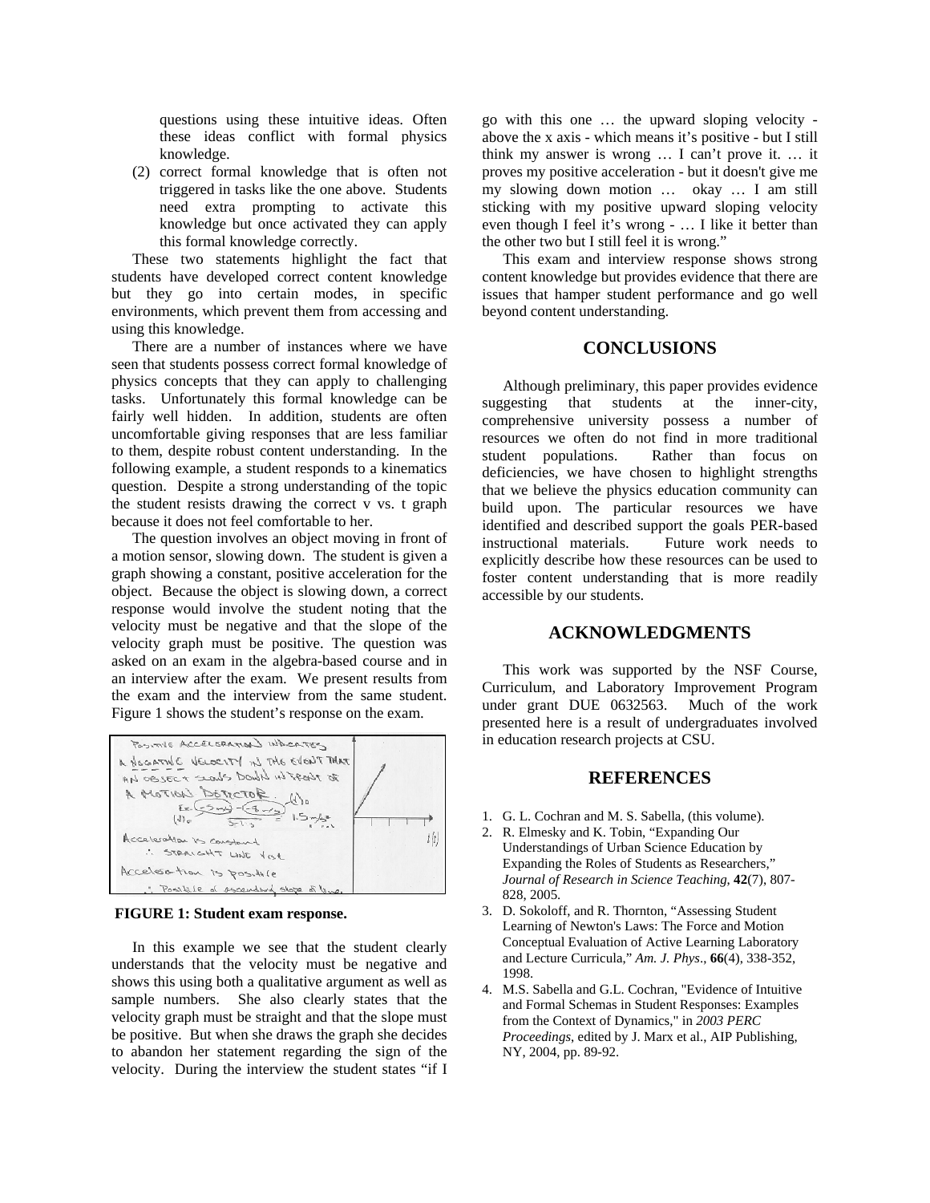questions using these intuitive ideas. Often these ideas conflict with formal physics knowledge.

(2) correct formal knowledge that is often not triggered in tasks like the one above. Students need extra prompting to activate this knowledge but once activated they can apply this formal knowledge correctly.

These two statements highlight the fact that students have developed correct content knowledge but they go into certain modes, in specific environments, which prevent them from accessing and using this knowledge.

There are a number of instances where we have seen that students possess correct formal knowledge of physics concepts that they can apply to challenging tasks. Unfortunately this formal knowledge can be fairly well hidden. In addition, students are often uncomfortable giving responses that are less familiar to them, despite robust content understanding. In the following example, a student responds to a kinematics question. Despite a strong understanding of the topic the student resists drawing the correct v vs. t graph because it does not feel comfortable to her.

The question involves an object moving in front of a motion sensor, slowing down. The student is given a graph showing a constant, positive acceleration for the object. Because the object is slowing down, a correct response would involve the student noting that the velocity must be negative and that the slope of the velocity graph must be positive. The question was asked on an exam in the algebra-based course and in an interview after the exam. We present results from the exam and the interview from the same student. Figure 1 shows the student's response on the exam.

POSITIVE ACCELERATION INDICATES A NEGATIVE VELOCITY IN THE EVENT THAT AN OBJECT SLOWS DOWN IN FRONT OF A MOTION DETECTOR.

Ex. $\frac{(-5\,m/s) - (-8\,m/s)}{5 - 1\,s} = 1.5\,m/s^2$

Acceleration is constant ∴ straight line v vs t

Acceleration is positive ∴ Positive or ascending slope of line.

t (s)

**FIGURE 1: Student exam response.**

In this example we see that the student clearly understands that the velocity must be negative and shows this using both a qualitative argument as well as sample numbers. She also clearly states that the velocity graph must be straight and that the slope must be positive. But when she draws the graph she decides to abandon her statement regarding the sign of the velocity. During the interview the student states "if I go with this one … the upward sloping velocity - above the x axis - which means it's positive - but I still think my answer is wrong … I can't prove it. … it proves my positive acceleration - but it doesn't give me my slowing down motion … okay … I am still sticking with my positive upward sloping velocity even though I feel it's wrong - … I like it better than the other two but I still feel it is wrong."

This exam and interview response shows strong content knowledge but provides evidence that there are issues that hamper student performance and go well beyond content understanding.

## CONCLUSIONS

Although preliminary, this paper provides evidence suggesting that students at the inner-city, comprehensive university possess a number of resources we often do not find in more traditional student populations. Rather than focus on deficiencies, we have chosen to highlight strengths that we believe the physics education community can build upon. The particular resources we have identified and described support the goals PER-based instructional materials. Future work needs to explicitly describe how these resources can be used to foster content understanding that is more readily accessible by our students.

## ACKNOWLEDGMENTS

This work was supported by the NSF Course, Curriculum, and Laboratory Improvement Program under grant DUE 0632563. Much of the work presented here is a result of undergraduates involved in education research projects at CSU.

## REFERENCES

1. G. L. Cochran and M. S. Sabella, (this volume).
2. R. Elmesky and K. Tobin, "Expanding Our Understandings of Urban Science Education by Expanding the Roles of Students as Researchers," *Journal of Research in Science Teaching*, **42**(7), 807-828, 2005.
3. D. Sokoloff, and R. Thornton, "Assessing Student Learning of Newton's Laws: The Force and Motion Conceptual Evaluation of Active Learning Laboratory and Lecture Curricula," *Am. J. Phys*., **66**(4), 338-352, 1998.
4. M.S. Sabella and G.L. Cochran, "Evidence of Intuitive and Formal Schemas in Student Responses: Examples from the Context of Dynamics," in *2003 PERC Proceedings*, edited by J. Marx et al., AIP Publishing, NY, 2004, pp. 89-92.